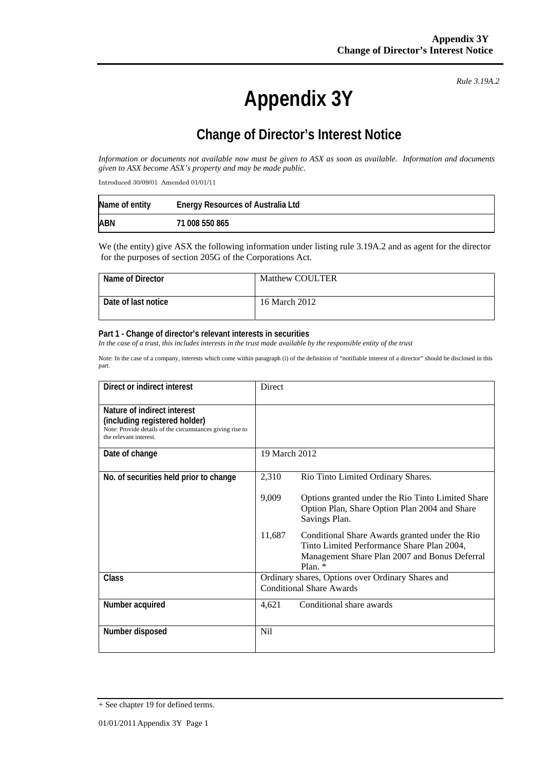*Rule 3.19A.2*

# Appendix 3Y

## Change of Director's Interest Notice

*Information or documents not available now must be given to ASX as soon as available. Information and documents given to ASX become ASX's property and may be made public.*

Introduced 30/09/01 Amended 01/01/11

| | |
|---|---|
| **Name of entity** | **Energy Resources of Australia Ltd** |
| **ABN** | **71 008 550 865** |

We (the entity) give ASX the following information under listing rule 3.19A.2 and as agent for the director for the purposes of section 205G of the Corporations Act.

| | |
|---|---|
| **Name of Director** | Matthew COULTER |
| **Date of last notice** | 16 March 2012 |

**Part 1 - Change of director's relevant interests in securities**

*In the case of a trust, this includes interests in the trust made available by the responsible entity of the trust*

Note: In the case of a company, interests which come within paragraph (i) of the definition of "notifiable interest of a director" should be disclosed in this part.

| | |
|---|---|
| **Direct or indirect interest** | Direct |
| **Nature of indirect interest (including registered holder)** Note: Provide details of the circumstances giving rise to the relevant interest. | |
| **Date of change** | 19 March 2012 |
| **No. of securities held prior to change** | 2,310 Rio Tinto Limited Ordinary Shares.<br><br>9,009 Options granted under the Rio Tinto Limited Share Option Plan, Share Option Plan 2004 and Share Savings Plan.<br><br>11,687 Conditional Share Awards granted under the Rio Tinto Limited Performance Share Plan 2004, Management Share Plan 2007 and Bonus Deferral Plan. * |
| **Class** | Ordinary shares, Options over Ordinary Shares and Conditional Share Awards |
| **Number acquired** | 4,621 Conditional share awards |
| **Number disposed** | Nil |

+ See chapter 19 for defined terms.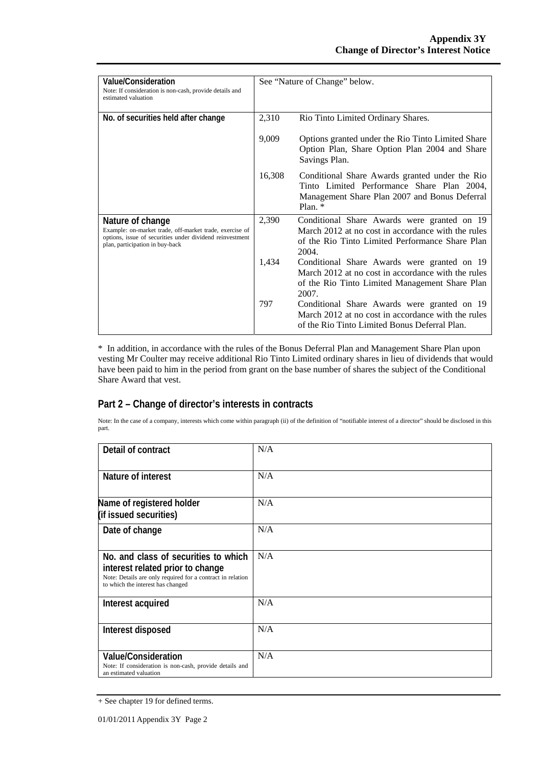| | |
|---|---|
| **Value/Consideration**<br>Note: If consideration is non-cash, provide details and estimated valuation | See "Nature of Change" below. |
| **No. of securities held after change** | 2,310 Rio Tinto Limited Ordinary Shares.<br><br>9,009 Options granted under the Rio Tinto Limited Share Option Plan, Share Option Plan 2004 and Share Savings Plan.<br><br>16,308 Conditional Share Awards granted under the Rio Tinto Limited Performance Share Plan 2004, Management Share Plan 2007 and Bonus Deferral Plan. * |
| **Nature of change**<br>Example: on-market trade, off-market trade, exercise of options, issue of securities under dividend reinvestment plan, participation in buy-back | 2,390 Conditional Share Awards were granted on 19 March 2012 at no cost in accordance with the rules of the Rio Tinto Limited Performance Share Plan 2004.<br><br>1,434 Conditional Share Awards were granted on 19 March 2012 at no cost in accordance with the rules of the Rio Tinto Limited Management Share Plan 2007.<br><br>797 Conditional Share Awards were granted on 19 March 2012 at no cost in accordance with the rules of the Rio Tinto Limited Bonus Deferral Plan. |

* In addition, in accordance with the rules of the Bonus Deferral Plan and Management Share Plan upon vesting Mr Coulter may receive additional Rio Tinto Limited ordinary shares in lieu of dividends that would have been paid to him in the period from grant on the base number of shares the subject of the Conditional Share Award that vest.

## Part 2 – Change of director's interests in contracts

Note: In the case of a company, interests which come within paragraph (ii) of the definition of "notifiable interest of a director" should be disclosed in this part.

| | |
|---|---|
| **Detail of contract** | N/A |
| **Nature of interest** | N/A |
| **Name of registered holder (if issued securities)** | N/A |
| **Date of change** | N/A |
| **No. and class of securities to which interest related prior to change**<br>Note: Details are only required for a contract in relation to which the interest has changed | N/A |
| **Interest acquired** | N/A |
| **Interest disposed** | N/A |
| **Value/Consideration**<br>Note: If consideration is non-cash, provide details and an estimated valuation | N/A |

+ See chapter 19 for defined terms.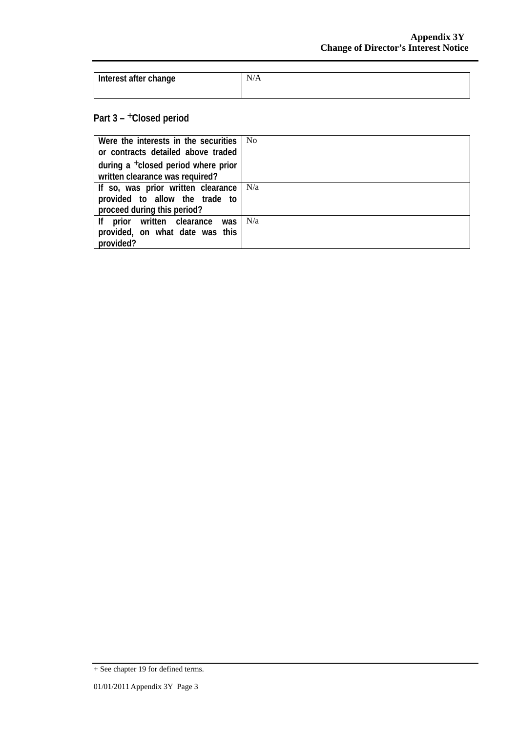| | |
|---|---|
| **Interest after change** | N/A |

## Part 3 – +Closed period

| | |
|---|---|
| **Were the interests in the securities or contracts detailed above traded during a +closed period where prior written clearance was required?** | No |
| **If so, was prior written clearance provided to allow the trade to proceed during this period?** | N/a |
| **If prior written clearance was provided, on what date was this provided?** | N/a |

+ See chapter 19 for defined terms.